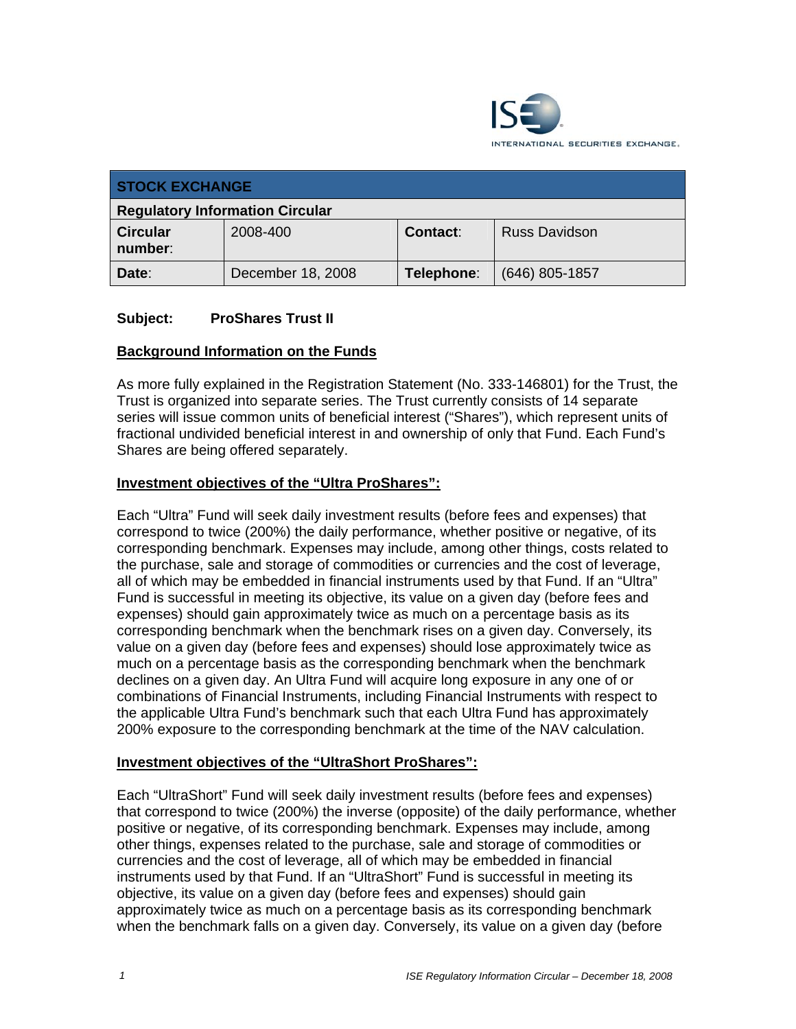| STOCK EXCHANGE | | | |
|---|---|---|---|
| **Regulatory Information Circular** | | | |
| **Circular number**: | 2008-400 | **Contact**: | Russ Davidson |
| **Date**: | December 18, 2008 | **Telephone**: | (646) 805-1857 |

**Subject: ProShares Trust II**

**Background Information on the Funds**

As more fully explained in the Registration Statement (No. 333-146801) for the Trust, the Trust is organized into separate series. The Trust currently consists of 14 separate series will issue common units of beneficial interest ("Shares"), which represent units of fractional undivided beneficial interest in and ownership of only that Fund. Each Fund's Shares are being offered separately.

**Investment objectives of the "Ultra ProShares":**

Each "Ultra" Fund will seek daily investment results (before fees and expenses) that correspond to twice (200%) the daily performance, whether positive or negative, of its corresponding benchmark. Expenses may include, among other things, costs related to the purchase, sale and storage of commodities or currencies and the cost of leverage, all of which may be embedded in financial instruments used by that Fund. If an "Ultra" Fund is successful in meeting its objective, its value on a given day (before fees and expenses) should gain approximately twice as much on a percentage basis as its corresponding benchmark when the benchmark rises on a given day. Conversely, its value on a given day (before fees and expenses) should lose approximately twice as much on a percentage basis as the corresponding benchmark when the benchmark declines on a given day. An Ultra Fund will acquire long exposure in any one of or combinations of Financial Instruments, including Financial Instruments with respect to the applicable Ultra Fund's benchmark such that each Ultra Fund has approximately 200% exposure to the corresponding benchmark at the time of the NAV calculation.

**Investment objectives of the "UltraShort ProShares":**

Each "UltraShort" Fund will seek daily investment results (before fees and expenses) that correspond to twice (200%) the inverse (opposite) of the daily performance, whether positive or negative, of its corresponding benchmark. Expenses may include, among other things, expenses related to the purchase, sale and storage of commodities or currencies and the cost of leverage, all of which may be embedded in financial instruments used by that Fund. If an "UltraShort" Fund is successful in meeting its objective, its value on a given day (before fees and expenses) should gain approximately twice as much on a percentage basis as its corresponding benchmark when the benchmark falls on a given day. Conversely, its value on a given day (before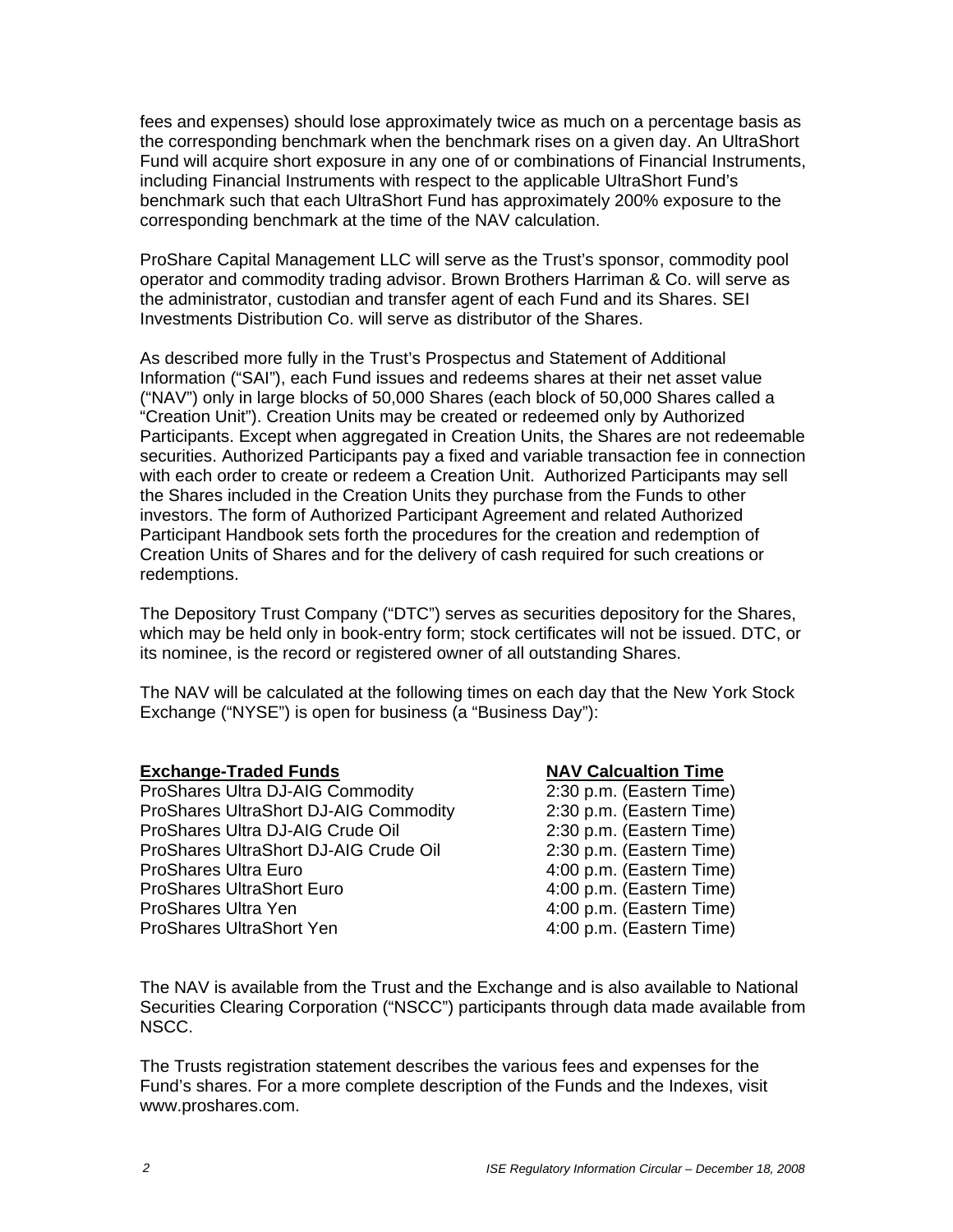fees and expenses) should lose approximately twice as much on a percentage basis as the corresponding benchmark when the benchmark rises on a given day. An UltraShort Fund will acquire short exposure in any one of or combinations of Financial Instruments, including Financial Instruments with respect to the applicable UltraShort Fund's benchmark such that each UltraShort Fund has approximately 200% exposure to the corresponding benchmark at the time of the NAV calculation.

ProShare Capital Management LLC will serve as the Trust's sponsor, commodity pool operator and commodity trading advisor. Brown Brothers Harriman & Co. will serve as the administrator, custodian and transfer agent of each Fund and its Shares. SEI Investments Distribution Co. will serve as distributor of the Shares.

As described more fully in the Trust's Prospectus and Statement of Additional Information ("SAI"), each Fund issues and redeems shares at their net asset value ("NAV") only in large blocks of 50,000 Shares (each block of 50,000 Shares called a "Creation Unit"). Creation Units may be created or redeemed only by Authorized Participants. Except when aggregated in Creation Units, the Shares are not redeemable securities. Authorized Participants pay a fixed and variable transaction fee in connection with each order to create or redeem a Creation Unit. Authorized Participants may sell the Shares included in the Creation Units they purchase from the Funds to other investors. The form of Authorized Participant Agreement and related Authorized Participant Handbook sets forth the procedures for the creation and redemption of Creation Units of Shares and for the delivery of cash required for such creations or redemptions.

The Depository Trust Company ("DTC") serves as securities depository for the Shares, which may be held only in book-entry form; stock certificates will not be issued. DTC, or its nominee, is the record or registered owner of all outstanding Shares.

The NAV will be calculated at the following times on each day that the New York Stock Exchange ("NYSE") is open for business (a "Business Day"):

| **Exchange-Traded Funds** | **NAV Calcualtion Time** |
|---|---|
| ProShares Ultra DJ-AIG Commodity | 2:30 p.m. (Eastern Time) |
| ProShares UltraShort DJ-AIG Commodity | 2:30 p.m. (Eastern Time) |
| ProShares Ultra DJ-AIG Crude Oil | 2:30 p.m. (Eastern Time) |
| ProShares UltraShort DJ-AIG Crude Oil | 2:30 p.m. (Eastern Time) |
| ProShares Ultra Euro | 4:00 p.m. (Eastern Time) |
| ProShares UltraShort Euro | 4:00 p.m. (Eastern Time) |
| ProShares Ultra Yen | 4:00 p.m. (Eastern Time) |
| ProShares UltraShort Yen | 4:00 p.m. (Eastern Time) |

The NAV is available from the Trust and the Exchange and is also available to National Securities Clearing Corporation ("NSCC") participants through data made available from NSCC.

The Trusts registration statement describes the various fees and expenses for the Fund's shares. For a more complete description of the Funds and the Indexes, visit www.proshares.com.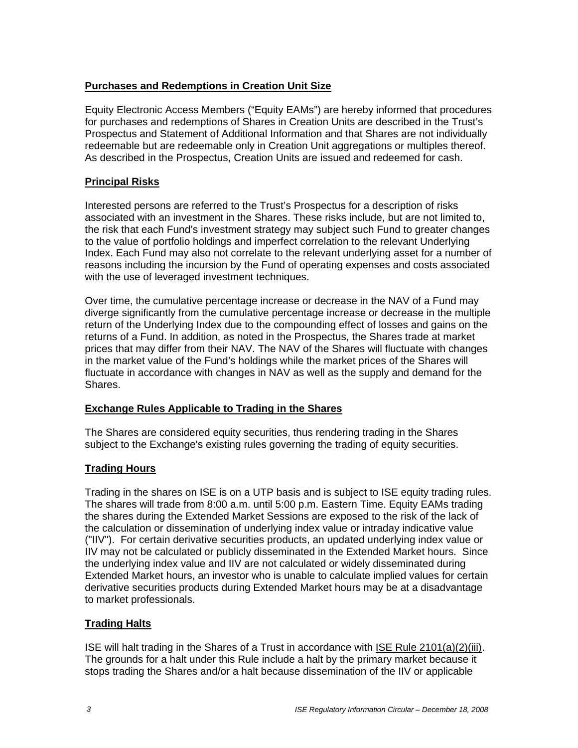## Purchases and Redemptions in Creation Unit Size

Equity Electronic Access Members ("Equity EAMs") are hereby informed that procedures for purchases and redemptions of Shares in Creation Units are described in the Trust's Prospectus and Statement of Additional Information and that Shares are not individually redeemable but are redeemable only in Creation Unit aggregations or multiples thereof. As described in the Prospectus, Creation Units are issued and redeemed for cash.

## Principal Risks

Interested persons are referred to the Trust's Prospectus for a description of risks associated with an investment in the Shares. These risks include, but are not limited to, the risk that each Fund's investment strategy may subject such Fund to greater changes to the value of portfolio holdings and imperfect correlation to the relevant Underlying Index. Each Fund may also not correlate to the relevant underlying asset for a number of reasons including the incursion by the Fund of operating expenses and costs associated with the use of leveraged investment techniques.

Over time, the cumulative percentage increase or decrease in the NAV of a Fund may diverge significantly from the cumulative percentage increase or decrease in the multiple return of the Underlying Index due to the compounding effect of losses and gains on the returns of a Fund. In addition, as noted in the Prospectus, the Shares trade at market prices that may differ from their NAV. The NAV of the Shares will fluctuate with changes in the market value of the Fund's holdings while the market prices of the Shares will fluctuate in accordance with changes in NAV as well as the supply and demand for the Shares.

## Exchange Rules Applicable to Trading in the Shares

The Shares are considered equity securities, thus rendering trading in the Shares subject to the Exchange's existing rules governing the trading of equity securities.

## Trading Hours

Trading in the shares on ISE is on a UTP basis and is subject to ISE equity trading rules. The shares will trade from 8:00 a.m. until 5:00 p.m. Eastern Time. Equity EAMs trading the shares during the Extended Market Sessions are exposed to the risk of the lack of the calculation or dissemination of underlying index value or intraday indicative value ("IIV"). For certain derivative securities products, an updated underlying index value or IIV may not be calculated or publicly disseminated in the Extended Market hours. Since the underlying index value and IIV are not calculated or widely disseminated during Extended Market hours, an investor who is unable to calculate implied values for certain derivative securities products during Extended Market hours may be at a disadvantage to market professionals.

## Trading Halts

ISE will halt trading in the Shares of a Trust in accordance with ISE Rule 2101(a)(2)(iii). The grounds for a halt under this Rule include a halt by the primary market because it stops trading the Shares and/or a halt because dissemination of the IIV or applicable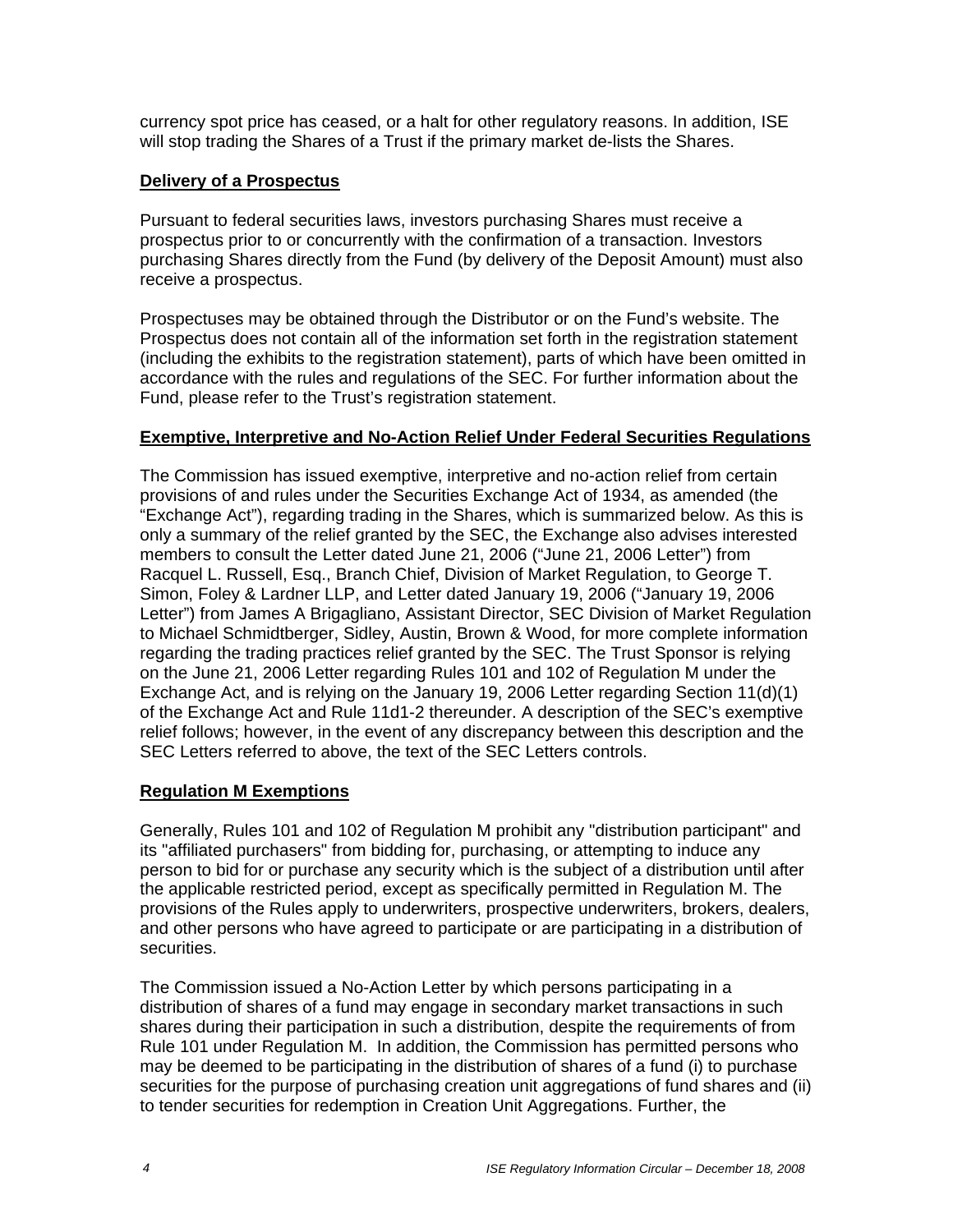currency spot price has ceased, or a halt for other regulatory reasons. In addition, ISE will stop trading the Shares of a Trust if the primary market de-lists the Shares.

**Delivery of a Prospectus**

Pursuant to federal securities laws, investors purchasing Shares must receive a prospectus prior to or concurrently with the confirmation of a transaction. Investors purchasing Shares directly from the Fund (by delivery of the Deposit Amount) must also receive a prospectus.

Prospectuses may be obtained through the Distributor or on the Fund's website. The Prospectus does not contain all of the information set forth in the registration statement (including the exhibits to the registration statement), parts of which have been omitted in accordance with the rules and regulations of the SEC. For further information about the Fund, please refer to the Trust's registration statement.

**Exemptive, Interpretive and No-Action Relief Under Federal Securities Regulations**

The Commission has issued exemptive, interpretive and no-action relief from certain provisions of and rules under the Securities Exchange Act of 1934, as amended (the "Exchange Act"), regarding trading in the Shares, which is summarized below. As this is only a summary of the relief granted by the SEC, the Exchange also advises interested members to consult the Letter dated June 21, 2006 ("June 21, 2006 Letter") from Racquel L. Russell, Esq., Branch Chief, Division of Market Regulation, to George T. Simon, Foley & Lardner LLP, and Letter dated January 19, 2006 ("January 19, 2006 Letter") from James A Brigagliano, Assistant Director, SEC Division of Market Regulation to Michael Schmidtberger, Sidley, Austin, Brown & Wood, for more complete information regarding the trading practices relief granted by the SEC. The Trust Sponsor is relying on the June 21, 2006 Letter regarding Rules 101 and 102 of Regulation M under the Exchange Act, and is relying on the January 19, 2006 Letter regarding Section 11(d)(1) of the Exchange Act and Rule 11d1-2 thereunder. A description of the SEC's exemptive relief follows; however, in the event of any discrepancy between this description and the SEC Letters referred to above, the text of the SEC Letters controls.

**Regulation M Exemptions**

Generally, Rules 101 and 102 of Regulation M prohibit any "distribution participant" and its "affiliated purchasers" from bidding for, purchasing, or attempting to induce any person to bid for or purchase any security which is the subject of a distribution until after the applicable restricted period, except as specifically permitted in Regulation M. The provisions of the Rules apply to underwriters, prospective underwriters, brokers, dealers, and other persons who have agreed to participate or are participating in a distribution of securities.

The Commission issued a No-Action Letter by which persons participating in a distribution of shares of a fund may engage in secondary market transactions in such shares during their participation in such a distribution, despite the requirements of from Rule 101 under Regulation M. In addition, the Commission has permitted persons who may be deemed to be participating in the distribution of shares of a fund (i) to purchase securities for the purpose of purchasing creation unit aggregations of fund shares and (ii) to tender securities for redemption in Creation Unit Aggregations. Further, the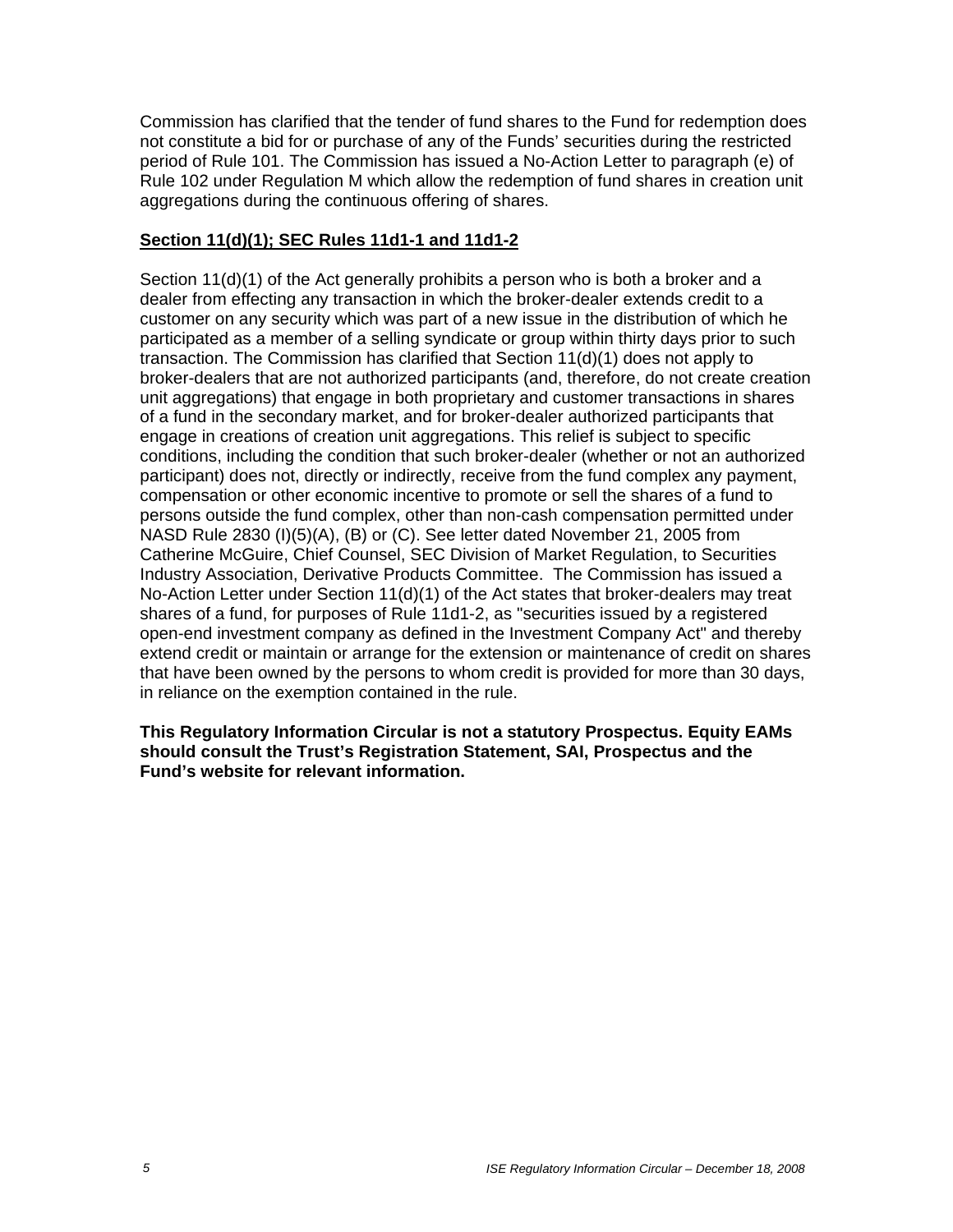Commission has clarified that the tender of fund shares to the Fund for redemption does not constitute a bid for or purchase of any of the Funds' securities during the restricted period of Rule 101. The Commission has issued a No-Action Letter to paragraph (e) of Rule 102 under Regulation M which allow the redemption of fund shares in creation unit aggregations during the continuous offering of shares.

**Section 11(d)(1); SEC Rules 11d1-1 and 11d1-2**

Section 11(d)(1) of the Act generally prohibits a person who is both a broker and a dealer from effecting any transaction in which the broker-dealer extends credit to a customer on any security which was part of a new issue in the distribution of which he participated as a member of a selling syndicate or group within thirty days prior to such transaction. The Commission has clarified that Section 11(d)(1) does not apply to broker-dealers that are not authorized participants (and, therefore, do not create creation unit aggregations) that engage in both proprietary and customer transactions in shares of a fund in the secondary market, and for broker-dealer authorized participants that engage in creations of creation unit aggregations. This relief is subject to specific conditions, including the condition that such broker-dealer (whether or not an authorized participant) does not, directly or indirectly, receive from the fund complex any payment, compensation or other economic incentive to promote or sell the shares of a fund to persons outside the fund complex, other than non-cash compensation permitted under NASD Rule 2830 (I)(5)(A), (B) or (C). See letter dated November 21, 2005 from Catherine McGuire, Chief Counsel, SEC Division of Market Regulation, to Securities Industry Association, Derivative Products Committee. The Commission has issued a No-Action Letter under Section 11(d)(1) of the Act states that broker-dealers may treat shares of a fund, for purposes of Rule 11d1-2, as "securities issued by a registered open-end investment company as defined in the Investment Company Act" and thereby extend credit or maintain or arrange for the extension or maintenance of credit on shares that have been owned by the persons to whom credit is provided for more than 30 days, in reliance on the exemption contained in the rule.

**This Regulatory Information Circular is not a statutory Prospectus. Equity EAMs should consult the Trust's Registration Statement, SAI, Prospectus and the Fund's website for relevant information.**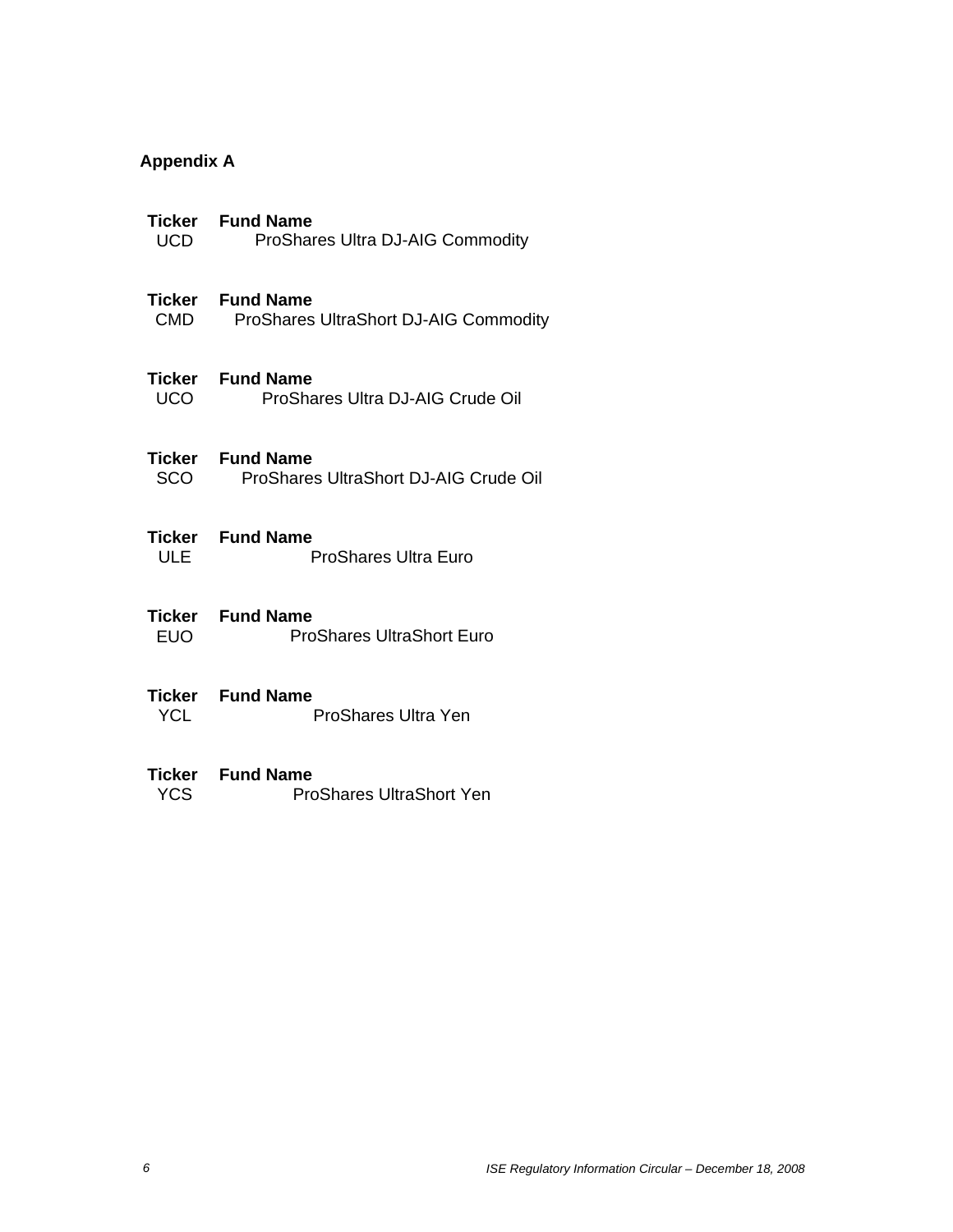## Appendix A

| Ticker | Fund Name |
|---|---|
| UCD | ProShares Ultra DJ-AIG Commodity |

| Ticker | Fund Name |
|---|---|
| CMD | ProShares UltraShort DJ-AIG Commodity |

| Ticker | Fund Name |
|---|---|
| UCO | ProShares Ultra DJ-AIG Crude Oil |

| Ticker | Fund Name |
|---|---|
| SCO | ProShares UltraShort DJ-AIG Crude Oil |

| Ticker | Fund Name |
|---|---|
| ULE | ProShares Ultra Euro |

| Ticker | Fund Name |
|---|---|
| EUO | ProShares UltraShort Euro |

| Ticker | Fund Name |
|---|---|
| YCL | ProShares Ultra Yen |

| Ticker | Fund Name |
|---|---|
| YCS | ProShares UltraShort Yen |